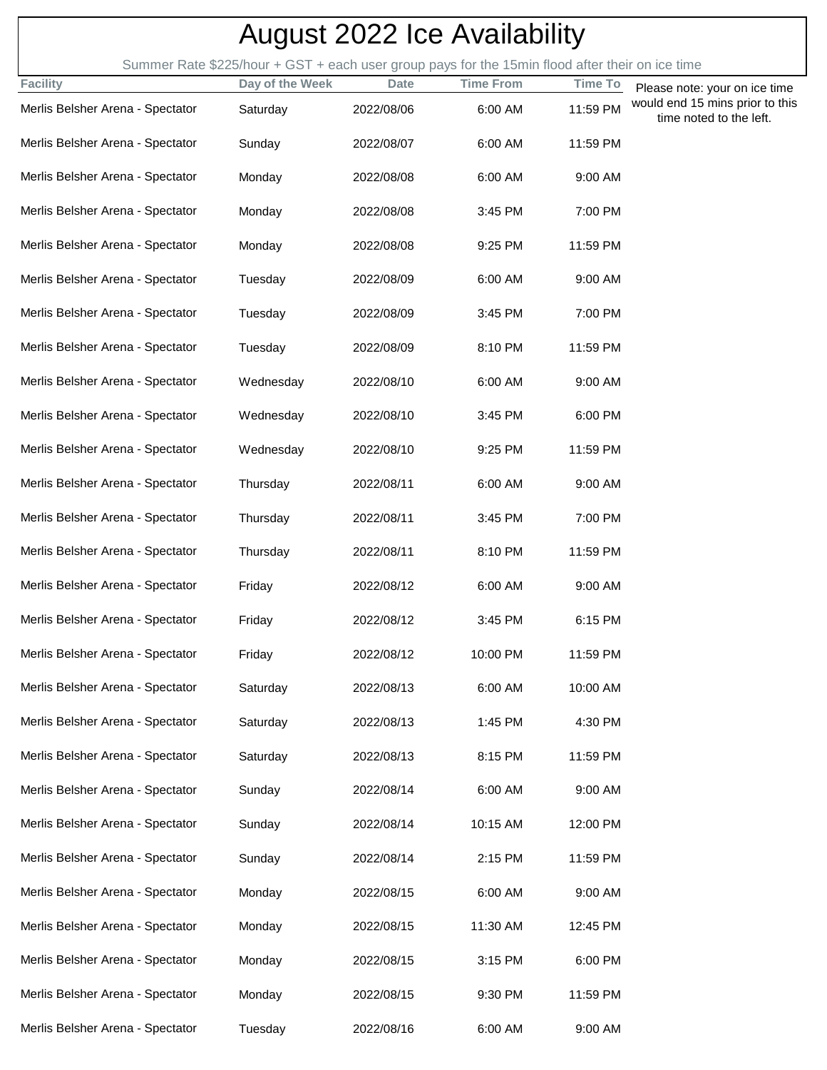# August 2022 Ice Availability

Summer Rate $225/hour + GST + each user group pays for the 15min flood after their on ice time

| Facility | Day of the Week | Date | Time From | Time To |
|---|---|---|---|---|
| Merlis Belsher Arena - Spectator | Saturday | 2022/08/06 | 6:00 AM | 11:59 PM |
| Merlis Belsher Arena - Spectator | Sunday | 2022/08/07 | 6:00 AM | 11:59 PM |
| Merlis Belsher Arena - Spectator | Monday | 2022/08/08 | 6:00 AM | 9:00 AM |
| Merlis Belsher Arena - Spectator | Monday | 2022/08/08 | 3:45 PM | 7:00 PM |
| Merlis Belsher Arena - Spectator | Monday | 2022/08/08 | 9:25 PM | 11:59 PM |
| Merlis Belsher Arena - Spectator | Tuesday | 2022/08/09 | 6:00 AM | 9:00 AM |
| Merlis Belsher Arena - Spectator | Tuesday | 2022/08/09 | 3:45 PM | 7:00 PM |
| Merlis Belsher Arena - Spectator | Tuesday | 2022/08/09 | 8:10 PM | 11:59 PM |
| Merlis Belsher Arena - Spectator | Wednesday | 2022/08/10 | 6:00 AM | 9:00 AM |
| Merlis Belsher Arena - Spectator | Wednesday | 2022/08/10 | 3:45 PM | 6:00 PM |
| Merlis Belsher Arena - Spectator | Wednesday | 2022/08/10 | 9:25 PM | 11:59 PM |
| Merlis Belsher Arena - Spectator | Thursday | 2022/08/11 | 6:00 AM | 9:00 AM |
| Merlis Belsher Arena - Spectator | Thursday | 2022/08/11 | 3:45 PM | 7:00 PM |
| Merlis Belsher Arena - Spectator | Thursday | 2022/08/11 | 8:10 PM | 11:59 PM |
| Merlis Belsher Arena - Spectator | Friday | 2022/08/12 | 6:00 AM | 9:00 AM |
| Merlis Belsher Arena - Spectator | Friday | 2022/08/12 | 3:45 PM | 6:15 PM |
| Merlis Belsher Arena - Spectator | Friday | 2022/08/12 | 10:00 PM | 11:59 PM |
| Merlis Belsher Arena - Spectator | Saturday | 2022/08/13 | 6:00 AM | 10:00 AM |
| Merlis Belsher Arena - Spectator | Saturday | 2022/08/13 | 1:45 PM | 4:30 PM |
| Merlis Belsher Arena - Spectator | Saturday | 2022/08/13 | 8:15 PM | 11:59 PM |
| Merlis Belsher Arena - Spectator | Sunday | 2022/08/14 | 6:00 AM | 9:00 AM |
| Merlis Belsher Arena - Spectator | Sunday | 2022/08/14 | 10:15 AM | 12:00 PM |
| Merlis Belsher Arena - Spectator | Sunday | 2022/08/14 | 2:15 PM | 11:59 PM |
| Merlis Belsher Arena - Spectator | Monday | 2022/08/15 | 6:00 AM | 9:00 AM |
| Merlis Belsher Arena - Spectator | Monday | 2022/08/15 | 11:30 AM | 12:45 PM |
| Merlis Belsher Arena - Spectator | Monday | 2022/08/15 | 3:15 PM | 6:00 PM |
| Merlis Belsher Arena - Spectator | Monday | 2022/08/15 | 9:30 PM | 11:59 PM |
| Merlis Belsher Arena - Spectator | Tuesday | 2022/08/16 | 6:00 AM | 9:00 AM |

Please note: your on ice time would end 15 mins prior to this time noted to the left.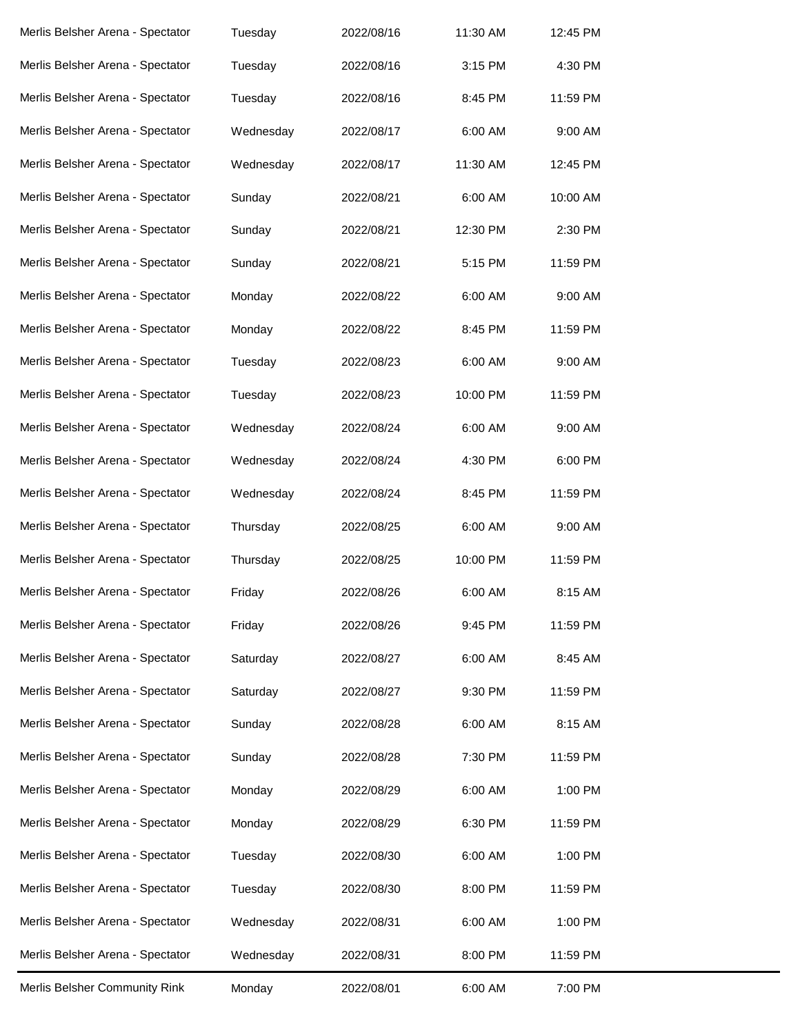| | | | | |
|---|---|---|---|---|
| Merlis Belsher Arena - Spectator | Tuesday | 2022/08/16 | 11:30 AM | 12:45 PM |
| Merlis Belsher Arena - Spectator | Tuesday | 2022/08/16 | 3:15 PM | 4:30 PM |
| Merlis Belsher Arena - Spectator | Tuesday | 2022/08/16 | 8:45 PM | 11:59 PM |
| Merlis Belsher Arena - Spectator | Wednesday | 2022/08/17 | 6:00 AM | 9:00 AM |
| Merlis Belsher Arena - Spectator | Wednesday | 2022/08/17 | 11:30 AM | 12:45 PM |
| Merlis Belsher Arena - Spectator | Sunday | 2022/08/21 | 6:00 AM | 10:00 AM |
| Merlis Belsher Arena - Spectator | Sunday | 2022/08/21 | 12:30 PM | 2:30 PM |
| Merlis Belsher Arena - Spectator | Sunday | 2022/08/21 | 5:15 PM | 11:59 PM |
| Merlis Belsher Arena - Spectator | Monday | 2022/08/22 | 6:00 AM | 9:00 AM |
| Merlis Belsher Arena - Spectator | Monday | 2022/08/22 | 8:45 PM | 11:59 PM |
| Merlis Belsher Arena - Spectator | Tuesday | 2022/08/23 | 6:00 AM | 9:00 AM |
| Merlis Belsher Arena - Spectator | Tuesday | 2022/08/23 | 10:00 PM | 11:59 PM |
| Merlis Belsher Arena - Spectator | Wednesday | 2022/08/24 | 6:00 AM | 9:00 AM |
| Merlis Belsher Arena - Spectator | Wednesday | 2022/08/24 | 4:30 PM | 6:00 PM |
| Merlis Belsher Arena - Spectator | Wednesday | 2022/08/24 | 8:45 PM | 11:59 PM |
| Merlis Belsher Arena - Spectator | Thursday | 2022/08/25 | 6:00 AM | 9:00 AM |
| Merlis Belsher Arena - Spectator | Thursday | 2022/08/25 | 10:00 PM | 11:59 PM |
| Merlis Belsher Arena - Spectator | Friday | 2022/08/26 | 6:00 AM | 8:15 AM |
| Merlis Belsher Arena - Spectator | Friday | 2022/08/26 | 9:45 PM | 11:59 PM |
| Merlis Belsher Arena - Spectator | Saturday | 2022/08/27 | 6:00 AM | 8:45 AM |
| Merlis Belsher Arena - Spectator | Saturday | 2022/08/27 | 9:30 PM | 11:59 PM |
| Merlis Belsher Arena - Spectator | Sunday | 2022/08/28 | 6:00 AM | 8:15 AM |
| Merlis Belsher Arena - Spectator | Sunday | 2022/08/28 | 7:30 PM | 11:59 PM |
| Merlis Belsher Arena - Spectator | Monday | 2022/08/29 | 6:00 AM | 1:00 PM |
| Merlis Belsher Arena - Spectator | Monday | 2022/08/29 | 6:30 PM | 11:59 PM |
| Merlis Belsher Arena - Spectator | Tuesday | 2022/08/30 | 6:00 AM | 1:00 PM |
| Merlis Belsher Arena - Spectator | Tuesday | 2022/08/30 | 8:00 PM | 11:59 PM |
| Merlis Belsher Arena - Spectator | Wednesday | 2022/08/31 | 6:00 AM | 1:00 PM |
| Merlis Belsher Arena - Spectator | Wednesday | 2022/08/31 | 8:00 PM | 11:59 PM |
| Merlis Belsher Community Rink | Monday | 2022/08/01 | 6:00 AM | 7:00 PM |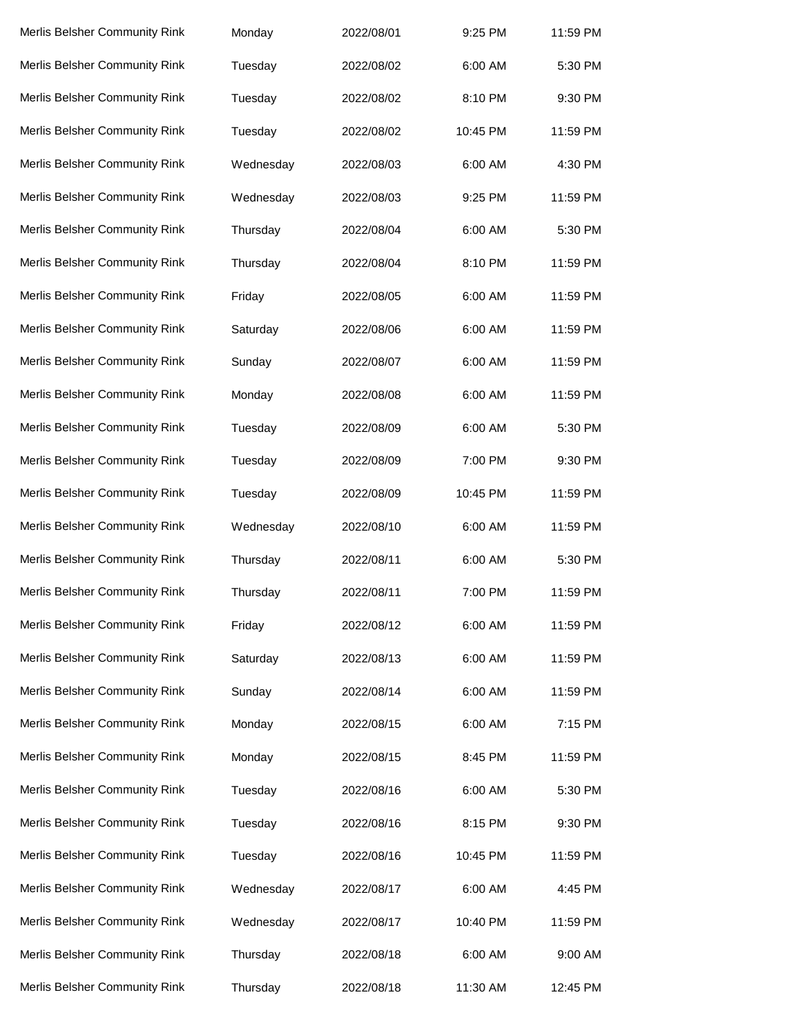| | | | | |
|---|---|---|---|---|
| Merlis Belsher Community Rink | Monday | 2022/08/01 | 9:25 PM | 11:59 PM |
| Merlis Belsher Community Rink | Tuesday | 2022/08/02 | 6:00 AM | 5:30 PM |
| Merlis Belsher Community Rink | Tuesday | 2022/08/02 | 8:10 PM | 9:30 PM |
| Merlis Belsher Community Rink | Tuesday | 2022/08/02 | 10:45 PM | 11:59 PM |
| Merlis Belsher Community Rink | Wednesday | 2022/08/03 | 6:00 AM | 4:30 PM |
| Merlis Belsher Community Rink | Wednesday | 2022/08/03 | 9:25 PM | 11:59 PM |
| Merlis Belsher Community Rink | Thursday | 2022/08/04 | 6:00 AM | 5:30 PM |
| Merlis Belsher Community Rink | Thursday | 2022/08/04 | 8:10 PM | 11:59 PM |
| Merlis Belsher Community Rink | Friday | 2022/08/05 | 6:00 AM | 11:59 PM |
| Merlis Belsher Community Rink | Saturday | 2022/08/06 | 6:00 AM | 11:59 PM |
| Merlis Belsher Community Rink | Sunday | 2022/08/07 | 6:00 AM | 11:59 PM |
| Merlis Belsher Community Rink | Monday | 2022/08/08 | 6:00 AM | 11:59 PM |
| Merlis Belsher Community Rink | Tuesday | 2022/08/09 | 6:00 AM | 5:30 PM |
| Merlis Belsher Community Rink | Tuesday | 2022/08/09 | 7:00 PM | 9:30 PM |
| Merlis Belsher Community Rink | Tuesday | 2022/08/09 | 10:45 PM | 11:59 PM |
| Merlis Belsher Community Rink | Wednesday | 2022/08/10 | 6:00 AM | 11:59 PM |
| Merlis Belsher Community Rink | Thursday | 2022/08/11 | 6:00 AM | 5:30 PM |
| Merlis Belsher Community Rink | Thursday | 2022/08/11 | 7:00 PM | 11:59 PM |
| Merlis Belsher Community Rink | Friday | 2022/08/12 | 6:00 AM | 11:59 PM |
| Merlis Belsher Community Rink | Saturday | 2022/08/13 | 6:00 AM | 11:59 PM |
| Merlis Belsher Community Rink | Sunday | 2022/08/14 | 6:00 AM | 11:59 PM |
| Merlis Belsher Community Rink | Monday | 2022/08/15 | 6:00 AM | 7:15 PM |
| Merlis Belsher Community Rink | Monday | 2022/08/15 | 8:45 PM | 11:59 PM |
| Merlis Belsher Community Rink | Tuesday | 2022/08/16 | 6:00 AM | 5:30 PM |
| Merlis Belsher Community Rink | Tuesday | 2022/08/16 | 8:15 PM | 9:30 PM |
| Merlis Belsher Community Rink | Tuesday | 2022/08/16 | 10:45 PM | 11:59 PM |
| Merlis Belsher Community Rink | Wednesday | 2022/08/17 | 6:00 AM | 4:45 PM |
| Merlis Belsher Community Rink | Wednesday | 2022/08/17 | 10:40 PM | 11:59 PM |
| Merlis Belsher Community Rink | Thursday | 2022/08/18 | 6:00 AM | 9:00 AM |
| Merlis Belsher Community Rink | Thursday | 2022/08/18 | 11:30 AM | 12:45 PM |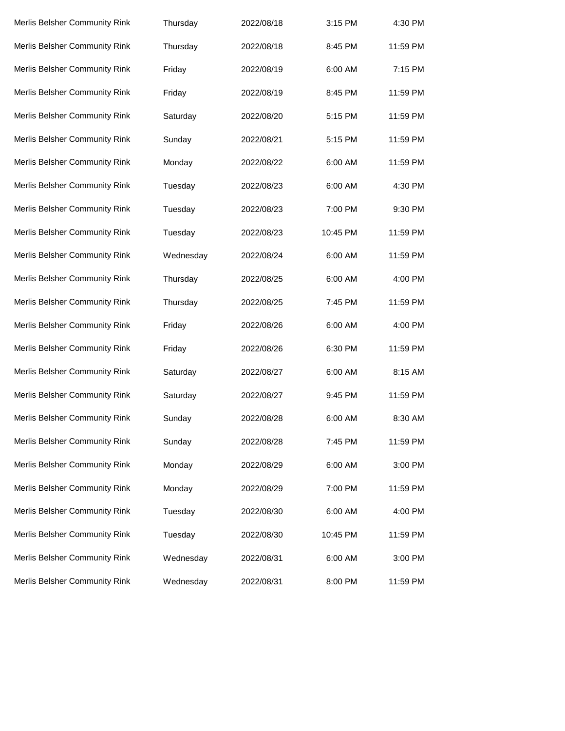| | | | | |
|---|---|---|---|---|
| Merlis Belsher Community Rink | Thursday | 2022/08/18 | 3:15 PM | 4:30 PM |
| Merlis Belsher Community Rink | Thursday | 2022/08/18 | 8:45 PM | 11:59 PM |
| Merlis Belsher Community Rink | Friday | 2022/08/19 | 6:00 AM | 7:15 PM |
| Merlis Belsher Community Rink | Friday | 2022/08/19 | 8:45 PM | 11:59 PM |
| Merlis Belsher Community Rink | Saturday | 2022/08/20 | 5:15 PM | 11:59 PM |
| Merlis Belsher Community Rink | Sunday | 2022/08/21 | 5:15 PM | 11:59 PM |
| Merlis Belsher Community Rink | Monday | 2022/08/22 | 6:00 AM | 11:59 PM |
| Merlis Belsher Community Rink | Tuesday | 2022/08/23 | 6:00 AM | 4:30 PM |
| Merlis Belsher Community Rink | Tuesday | 2022/08/23 | 7:00 PM | 9:30 PM |
| Merlis Belsher Community Rink | Tuesday | 2022/08/23 | 10:45 PM | 11:59 PM |
| Merlis Belsher Community Rink | Wednesday | 2022/08/24 | 6:00 AM | 11:59 PM |
| Merlis Belsher Community Rink | Thursday | 2022/08/25 | 6:00 AM | 4:00 PM |
| Merlis Belsher Community Rink | Thursday | 2022/08/25 | 7:45 PM | 11:59 PM |
| Merlis Belsher Community Rink | Friday | 2022/08/26 | 6:00 AM | 4:00 PM |
| Merlis Belsher Community Rink | Friday | 2022/08/26 | 6:30 PM | 11:59 PM |
| Merlis Belsher Community Rink | Saturday | 2022/08/27 | 6:00 AM | 8:15 AM |
| Merlis Belsher Community Rink | Saturday | 2022/08/27 | 9:45 PM | 11:59 PM |
| Merlis Belsher Community Rink | Sunday | 2022/08/28 | 6:00 AM | 8:30 AM |
| Merlis Belsher Community Rink | Sunday | 2022/08/28 | 7:45 PM | 11:59 PM |
| Merlis Belsher Community Rink | Monday | 2022/08/29 | 6:00 AM | 3:00 PM |
| Merlis Belsher Community Rink | Monday | 2022/08/29 | 7:00 PM | 11:59 PM |
| Merlis Belsher Community Rink | Tuesday | 2022/08/30 | 6:00 AM | 4:00 PM |
| Merlis Belsher Community Rink | Tuesday | 2022/08/30 | 10:45 PM | 11:59 PM |
| Merlis Belsher Community Rink | Wednesday | 2022/08/31 | 6:00 AM | 3:00 PM |
| Merlis Belsher Community Rink | Wednesday | 2022/08/31 | 8:00 PM | 11:59 PM |